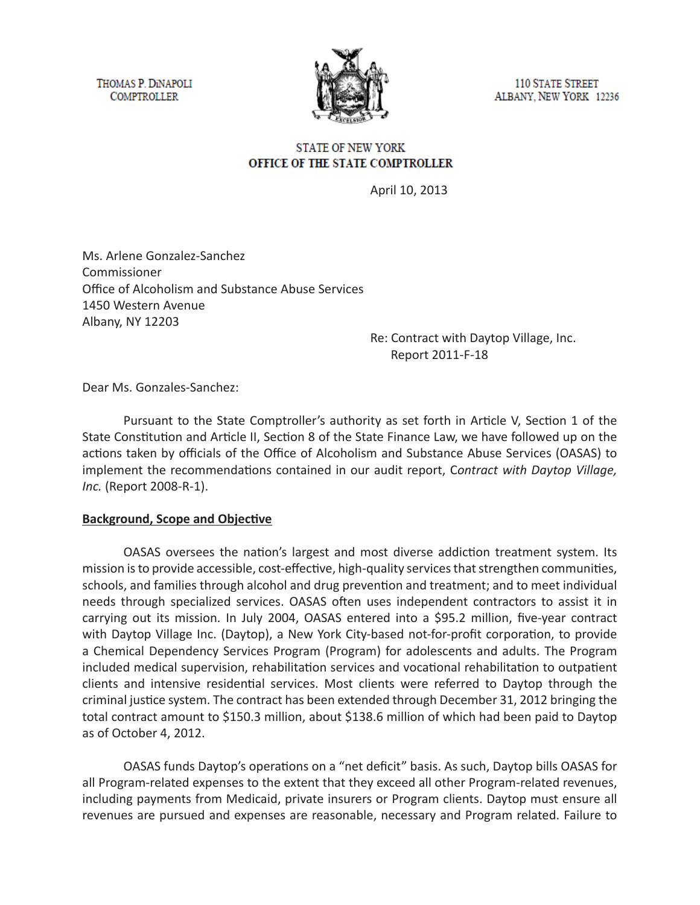THOMAS P. DINAPOLI
COMPTROLLER

110 STATE STREET
ALBANY, NEW YORK 12236

STATE OF NEW YORK
**OFFICE OF THE STATE COMPTROLLER**

April 10, 2013

Ms. Arlene Gonzalez-Sanchez
Commissioner
Office of Alcoholism and Substance Abuse Services
1450 Western Avenue
Albany, NY 12203

Re: Contract with Daytop Village, Inc.
Report 2011-F-18

Dear Ms. Gonzales-Sanchez:

Pursuant to the State Comptroller's authority as set forth in Article V, Section 1 of the State Constitution and Article II, Section 8 of the State Finance Law, we have followed up on the actions taken by officials of the Office of Alcoholism and Substance Abuse Services (OASAS) to implement the recommendations contained in our audit report, C*ontract with Daytop Village, Inc.* (Report 2008-R-1).

## Background, Scope and Objective

OASAS oversees the nation's largest and most diverse addiction treatment system. Its mission is to provide accessible, cost-effective, high-quality services that strengthen communities, schools, and families through alcohol and drug prevention and treatment; and to meet individual needs through specialized services. OASAS often uses independent contractors to assist it in carrying out its mission. In July 2004, OASAS entered into a $95.2 million, five-year contract with Daytop Village Inc. (Daytop), a New York City-based not-for-profit corporation, to provide a Chemical Dependency Services Program (Program) for adolescents and adults. The Program included medical supervision, rehabilitation services and vocational rehabilitation to outpatient clients and intensive residential services. Most clients were referred to Daytop through the criminal justice system. The contract has been extended through December 31, 2012 bringing the total contract amount to $150.3 million, about $138.6 million of which had been paid to Daytop as of October 4, 2012.

OASAS funds Daytop's operations on a "net deficit" basis. As such, Daytop bills OASAS for all Program-related expenses to the extent that they exceed all other Program-related revenues, including payments from Medicaid, private insurers or Program clients. Daytop must ensure all revenues are pursued and expenses are reasonable, necessary and Program related. Failure to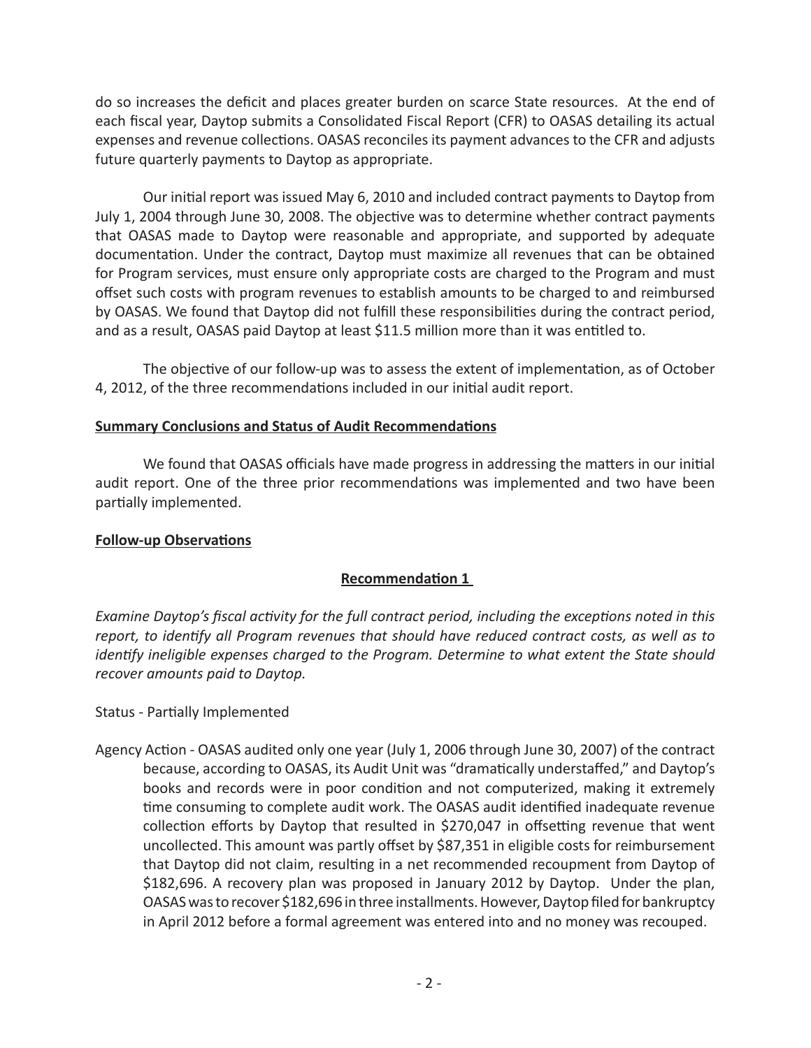do so increases the deficit and places greater burden on scarce State resources. At the end of each fiscal year, Daytop submits a Consolidated Fiscal Report (CFR) to OASAS detailing its actual expenses and revenue collections. OASAS reconciles its payment advances to the CFR and adjusts future quarterly payments to Daytop as appropriate.

Our initial report was issued May 6, 2010 and included contract payments to Daytop from July 1, 2004 through June 30, 2008. The objective was to determine whether contract payments that OASAS made to Daytop were reasonable and appropriate, and supported by adequate documentation. Under the contract, Daytop must maximize all revenues that can be obtained for Program services, must ensure only appropriate costs are charged to the Program and must offset such costs with program revenues to establish amounts to be charged to and reimbursed by OASAS. We found that Daytop did not fulfill these responsibilities during the contract period, and as a result, OASAS paid Daytop at least $11.5 million more than it was entitled to.

The objective of our follow-up was to assess the extent of implementation, as of October 4, 2012, of the three recommendations included in our initial audit report.

**Summary Conclusions and Status of Audit Recommendations**

We found that OASAS officials have made progress in addressing the matters in our initial audit report. One of the three prior recommendations was implemented and two have been partially implemented.

**Follow-up Observations**

**Recommendation 1**

*Examine Daytop's fiscal activity for the full contract period, including the exceptions noted in this report, to identify all Program revenues that should have reduced contract costs, as well as to identify ineligible expenses charged to the Program. Determine to what extent the State should recover amounts paid to Daytop.*

Status - Partially Implemented

Agency Action - OASAS audited only one year (July 1, 2006 through June 30, 2007) of the contract because, according to OASAS, its Audit Unit was "dramatically understaffed," and Daytop's books and records were in poor condition and not computerized, making it extremely time consuming to complete audit work. The OASAS audit identified inadequate revenue collection efforts by Daytop that resulted in $270,047 in offsetting revenue that went uncollected. This amount was partly offset by $87,351 in eligible costs for reimbursement that Daytop did not claim, resulting in a net recommended recoupment from Daytop of $182,696. A recovery plan was proposed in January 2012 by Daytop. Under the plan, OASAS was to recover $182,696 in three installments. However, Daytop filed for bankruptcy in April 2012 before a formal agreement was entered into and no money was recouped.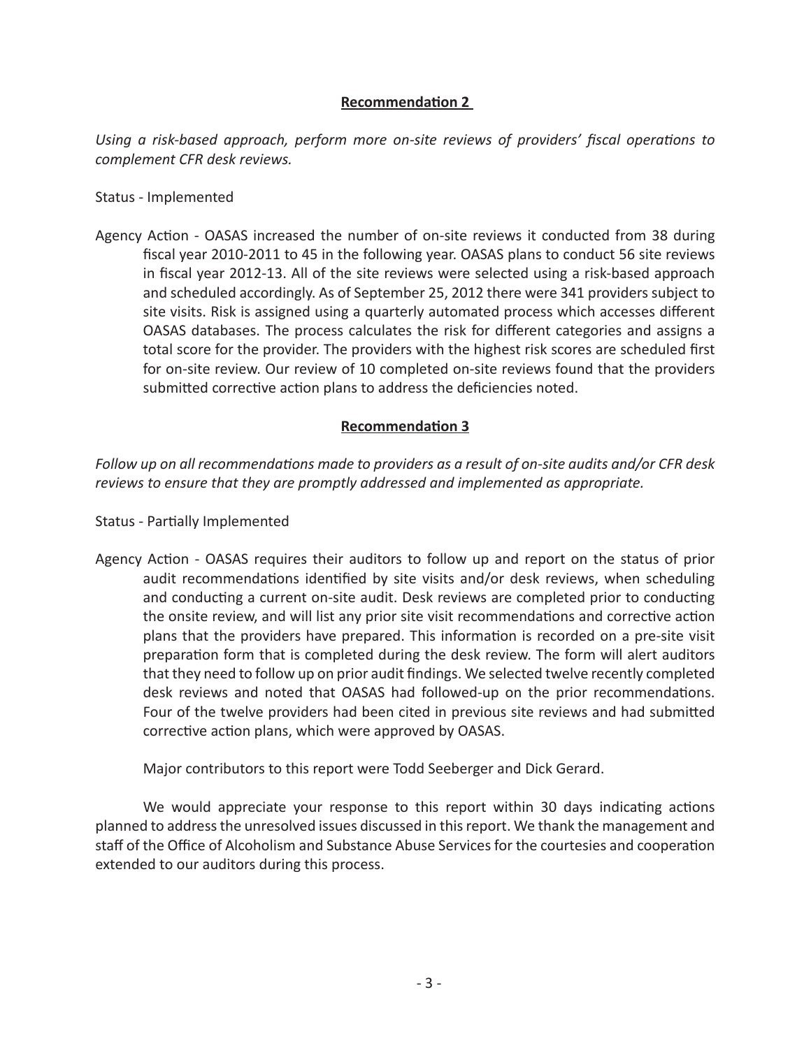**Recommendation 2**

*Using a risk-based approach, perform more on-site reviews of providers' fiscal operations to complement CFR desk reviews.*

Status - Implemented

Agency Action - OASAS increased the number of on-site reviews it conducted from 38 during fiscal year 2010-2011 to 45 in the following year. OASAS plans to conduct 56 site reviews in fiscal year 2012-13. All of the site reviews were selected using a risk-based approach and scheduled accordingly. As of September 25, 2012 there were 341 providers subject to site visits. Risk is assigned using a quarterly automated process which accesses different OASAS databases. The process calculates the risk for different categories and assigns a total score for the provider. The providers with the highest risk scores are scheduled first for on-site review. Our review of 10 completed on-site reviews found that the providers submitted corrective action plans to address the deficiencies noted.

**Recommendation 3**

*Follow up on all recommendations made to providers as a result of on-site audits and/or CFR desk reviews to ensure that they are promptly addressed and implemented as appropriate.*

Status - Partially Implemented

Agency Action - OASAS requires their auditors to follow up and report on the status of prior audit recommendations identified by site visits and/or desk reviews, when scheduling and conducting a current on-site audit. Desk reviews are completed prior to conducting the onsite review, and will list any prior site visit recommendations and corrective action plans that the providers have prepared. This information is recorded on a pre-site visit preparation form that is completed during the desk review. The form will alert auditors that they need to follow up on prior audit findings. We selected twelve recently completed desk reviews and noted that OASAS had followed-up on the prior recommendations. Four of the twelve providers had been cited in previous site reviews and had submitted corrective action plans, which were approved by OASAS.

Major contributors to this report were Todd Seeberger and Dick Gerard.

We would appreciate your response to this report within 30 days indicating actions planned to address the unresolved issues discussed in this report. We thank the management and staff of the Office of Alcoholism and Substance Abuse Services for the courtesies and cooperation extended to our auditors during this process.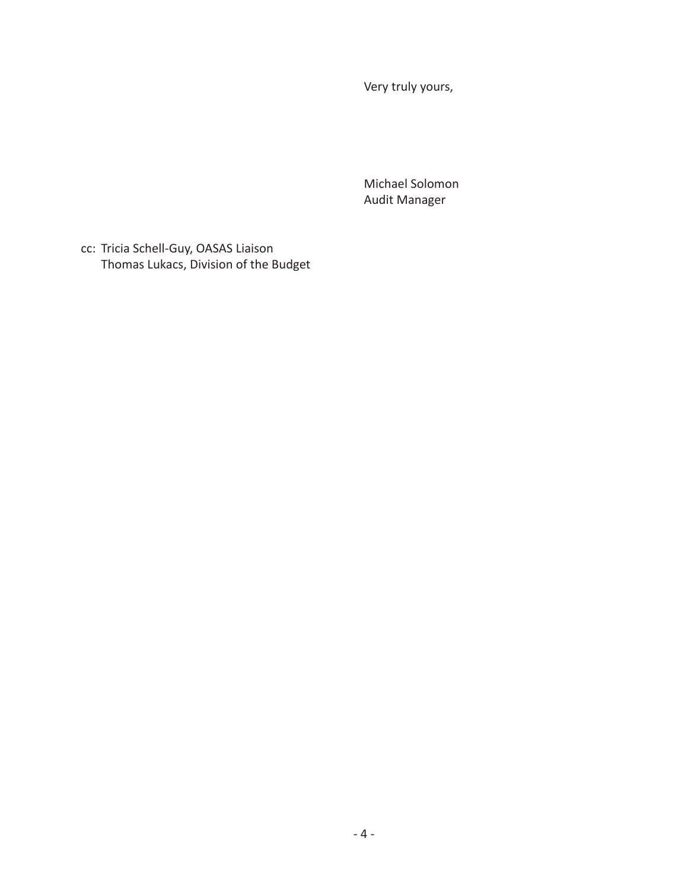Very truly yours,

Michael Solomon  
Audit Manager

cc: Tricia Schell-Guy, OASAS Liaison  
Thomas Lukacs, Division of the Budget